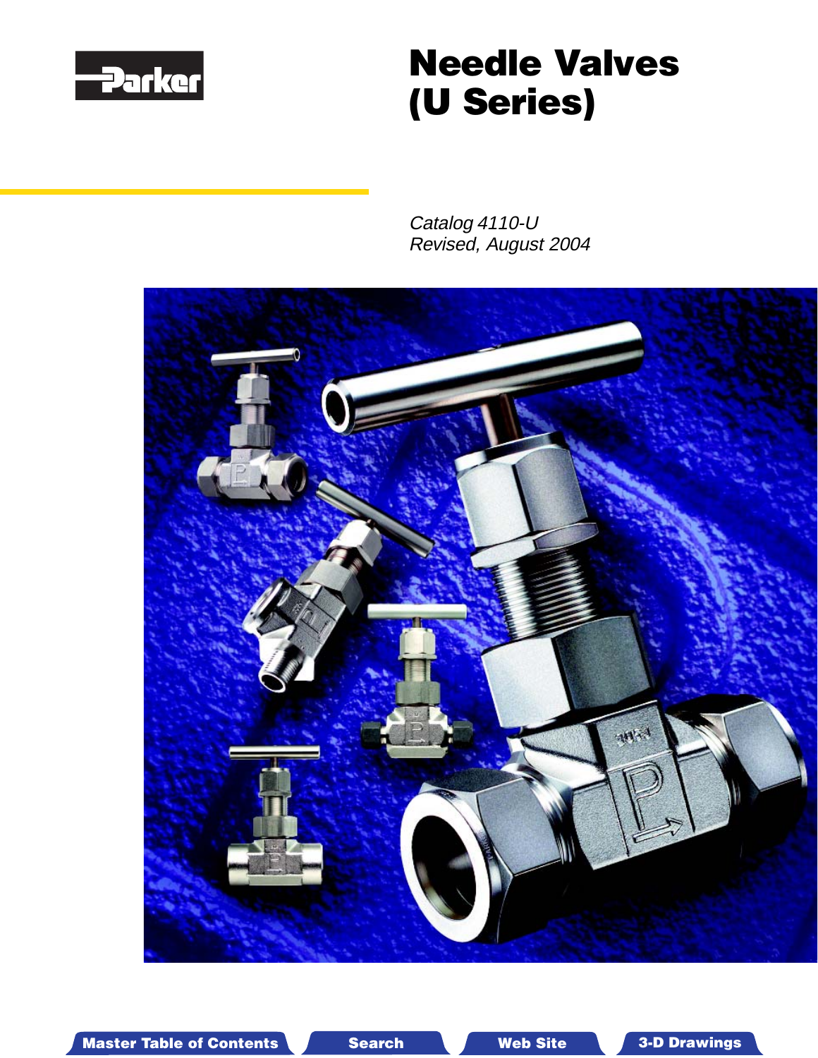# Needle Valves (U Series)

*Catalog 4110-U*
*Revised, August 2004*

Master Table of Contents | Search | Web Site | 3-D Drawings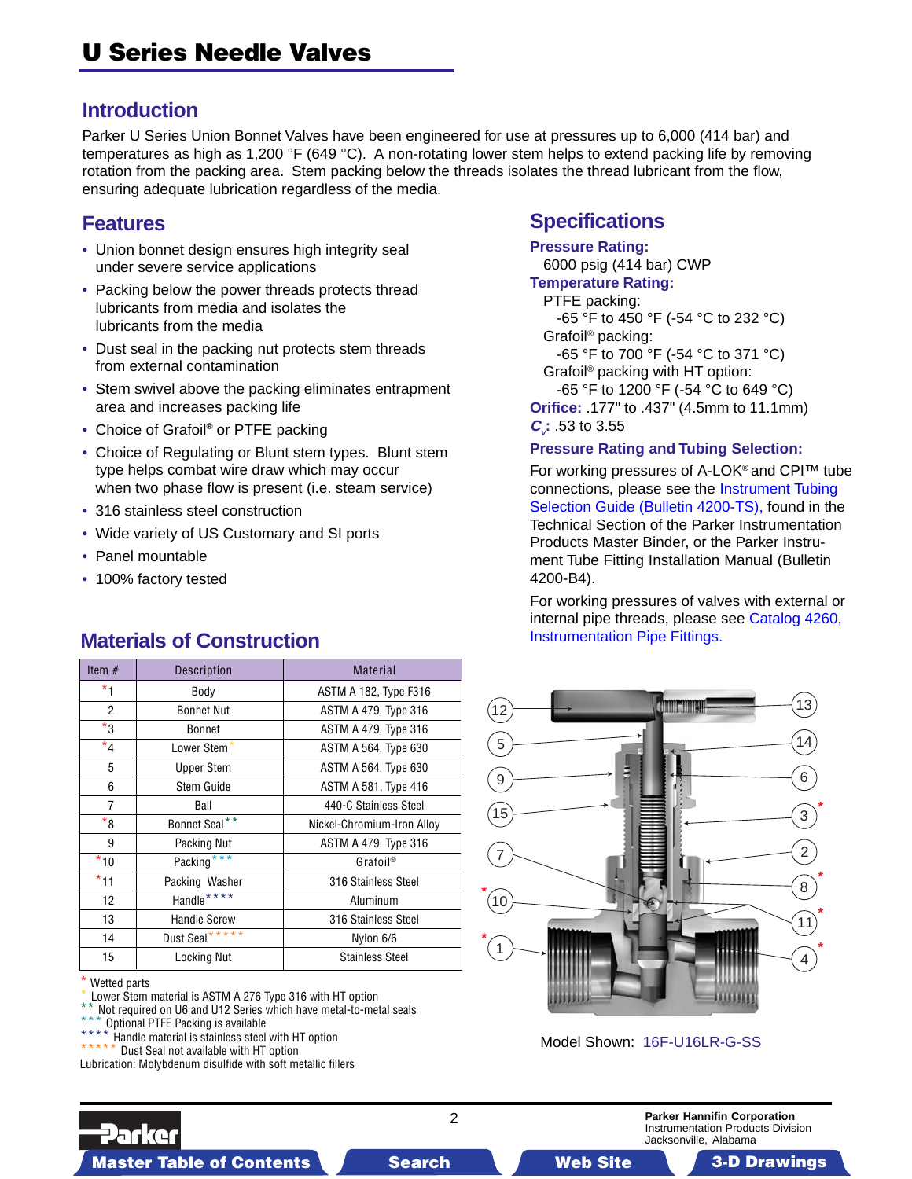# U Series Needle Valves

## Introduction

Parker U Series Union Bonnet Valves have been engineered for use at pressures up to 6,000 (414 bar) and temperatures as high as 1,200 °F (649 °C). A non-rotating lower stem helps to extend packing life by removing rotation from the packing area. Stem packing below the threads isolates the thread lubricant from the flow, ensuring adequate lubrication regardless of the media.

## Features

- Union bonnet design ensures high integrity seal under severe service applications
- Packing below the power threads protects thread lubricants from media and isolates the lubricants from the media
- Dust seal in the packing nut protects stem threads from external contamination
- Stem swivel above the packing eliminates entrapment area and increases packing life
- Choice of Grafoil® or PTFE packing
- Choice of Regulating or Blunt stem types. Blunt stem type helps combat wire draw which may occur when two phase flow is present (i.e. steam service)
- 316 stainless steel construction
- Wide variety of US Customary and SI ports
- Panel mountable
- 100% factory tested

## Specifications

**Pressure Rating:**
6000 psig (414 bar) CWP

**Temperature Rating:**
PTFE packing:
-65 °F to 450 °F (-54 °C to 232 °C)
Grafoil® packing:
-65 °F to 700 °F (-54 °C to 371 °C)
Grafoil® packing with HT option:
-65 °F to 1200 °F (-54 °C to 649 °C)

**Orifice:** .177" to .437" (4.5mm to 11.1mm)

**$C_v$:** .53 to 3.55

**Pressure Rating and Tubing Selection:**

For working pressures of A-LOK® and CPI™ tube connections, please see the Instrument Tubing Selection Guide (Bulletin 4200-TS), found in the Technical Section of the Parker Instrumentation Products Master Binder, or the Parker Instrument Tube Fitting Installation Manual (Bulletin 4200-B4).

For working pressures of valves with external or internal pipe threads, please see Catalog 4260, Instrumentation Pipe Fittings.

## Materials of Construction

| Item # | Description | Material |
|---|---|---|
| *1 | Body | ASTM A 182, Type F316 |
| 2 | Bonnet Nut | ASTM A 479, Type 316 |
| *3 | Bonnet | ASTM A 479, Type 316 |
| *4 | Lower Stem* | ASTM A 564, Type 630 |
| 5 | Upper Stem | ASTM A 564, Type 630 |
| 6 | Stem Guide | ASTM A 581, Type 416 |
| 7 | Ball | 440-C Stainless Steel |
| *8 | Bonnet Seal** | Nickel-Chromium-Iron Alloy |
| 9 | Packing Nut | ASTM A 479, Type 316 |
| *10 | Packing*** | Grafoil® |
| *11 | Packing Washer | 316 Stainless Steel |
| 12 | Handle**** | Aluminum |
| 13 | Handle Screw | 316 Stainless Steel |
| 14 | Dust Seal***** | Nylon 6/6 |
| 15 | Locking Nut | Stainless Steel |

\* Wetted parts
\* Lower Stem material is ASTM A 276 Type 316 with HT option
\*\* Not required on U6 and U12 Series which have metal-to-metal seals
\*\*\* Optional PTFE Packing is available
\*\*\*\* Handle material is stainless steel with HT option
\*\*\*\*\* Dust Seal not available with HT option
Lubrication: Molybdenum disulfide with soft metallic fillers

Model Shown: 16F-U16LR-G-SS

Parker Hannifin Corporation
Instrumentation Products Division
Jacksonville, Alabama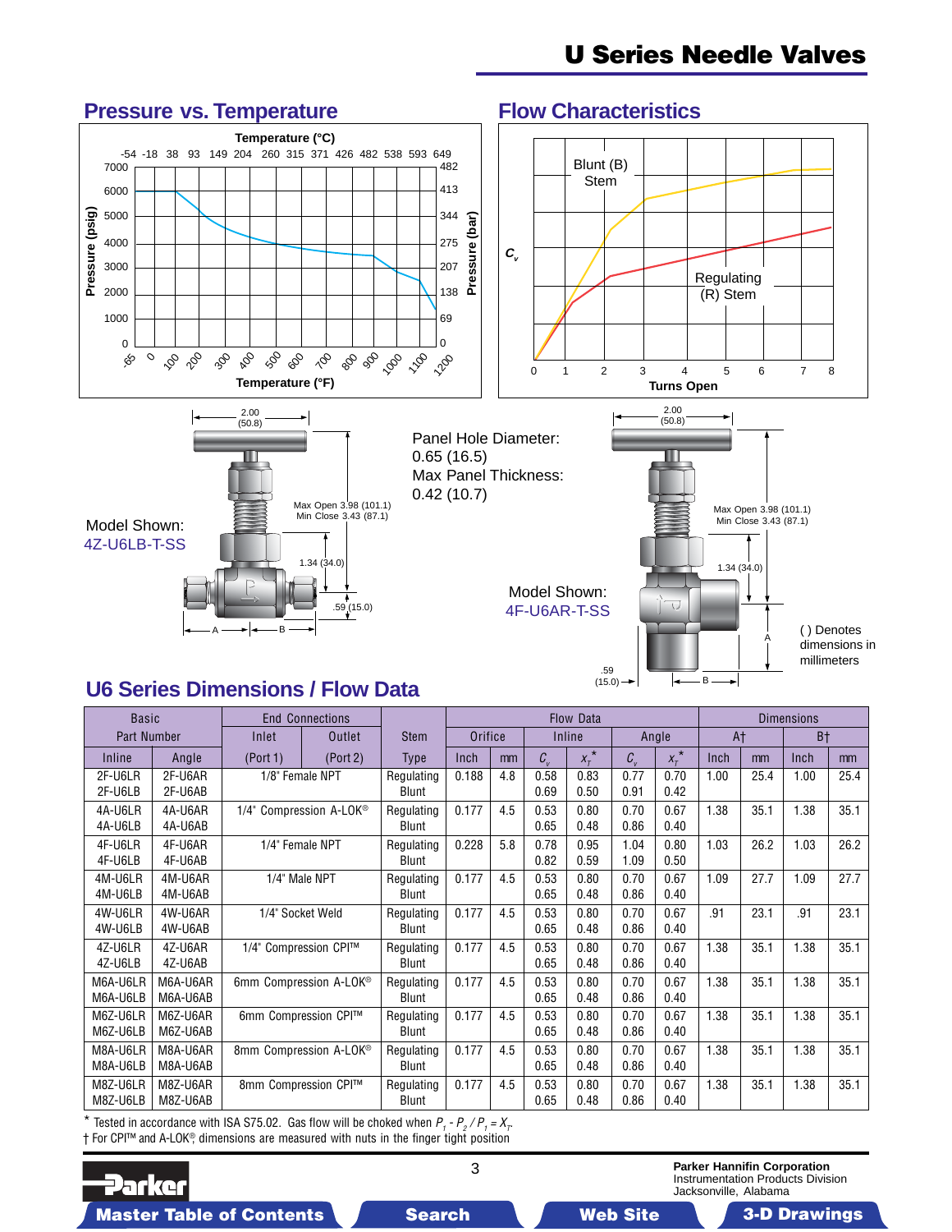# U Series Needle Valves

## Pressure vs. Temperature

## Flow Characteristics

Panel Hole Diameter: 0.65 (16.5)
Max Panel Thickness: 0.42 (10.7)

Model Shown: 4Z-U6LB-T-SS

Model Shown: 4F-U6AR-T-SS

( ) Denotes dimensions in millimeters

## U6 Series Dimensions / Flow Data

| Basic Part Number | | End Connections | | Stem | Flow Data | | | | | | Dimensions | | | |
|---|---|---|---|---|---|---|---|---|---|---|---|---|---|---|
| | | Inlet | Outlet | | Orifice | | Inline | | Angle | | A† | | B† | |
| Inline | Angle | (Port 1) | (Port 2) | Type | Inch | mm | $C_v$ | $x_T$* | $C_v$ | $x_T$* | Inch | mm | Inch | mm |
| 2F-U6LR<br>2F-U6LB | 2F-U6AR<br>2F-U6AB | 1/8" Female NPT | | Regulating<br>Blunt | 0.188 | 4.8 | 0.58<br>0.69 | 0.83<br>0.50 | 0.77<br>0.91 | 0.70<br>0.42 | 1.00 | 25.4 | 1.00 | 25.4 |
| 4A-U6LR<br>4A-U6LB | 4A-U6AR<br>4A-U6AB | 1/4" Compression A-LOK® | | Regulating<br>Blunt | 0.177 | 4.5 | 0.53<br>0.65 | 0.80<br>0.48 | 0.70<br>0.86 | 0.67<br>0.40 | 1.38 | 35.1 | 1.38 | 35.1 |
| 4F-U6LR<br>4F-U6LB | 4F-U6AR<br>4F-U6AB | 1/4" Female NPT | | Regulating<br>Blunt | 0.228 | 5.8 | 0.78<br>0.82 | 0.95<br>0.59 | 1.04<br>1.09 | 0.80<br>0.50 | 1.03 | 26.2 | 1.03 | 26.2 |
| 4M-U6LR<br>4M-U6LB | 4M-U6AR<br>4M-U6AB | 1/4" Male NPT | | Regulating<br>Blunt | 0.177 | 4.5 | 0.53<br>0.65 | 0.80<br>0.48 | 0.70<br>0.86 | 0.67<br>0.40 | 1.09 | 27.7 | 1.09 | 27.7 |
| 4W-U6LR<br>4W-U6LB | 4W-U6AR<br>4W-U6AB | 1/4" Socket Weld | | Regulating<br>Blunt | 0.177 | 4.5 | 0.53<br>0.65 | 0.80<br>0.48 | 0.70<br>0.86 | 0.67<br>0.40 | .91 | 23.1 | .91 | 23.1 |
| 4Z-U6LR<br>4Z-U6LB | 4Z-U6AR<br>4Z-U6AB | 1/4" Compression CPI™ | | Regulating<br>Blunt | 0.177 | 4.5 | 0.53<br>0.65 | 0.80<br>0.48 | 0.70<br>0.86 | 0.67<br>0.40 | 1.38 | 35.1 | 1.38 | 35.1 |
| M6A-U6LR<br>M6A-U6LB | M6A-U6AR<br>M6A-U6AB | 6mm Compression A-LOK® | | Regulating<br>Blunt | 0.177 | 4.5 | 0.53<br>0.65 | 0.80<br>0.48 | 0.70<br>0.86 | 0.67<br>0.40 | 1.38 | 35.1 | 1.38 | 35.1 |
| M6Z-U6LR<br>M6Z-U6LB | M6Z-U6AR<br>M6Z-U6AB | 6mm Compression CPI™ | | Regulating<br>Blunt | 0.177 | 4.5 | 0.53<br>0.65 | 0.80<br>0.48 | 0.70<br>0.86 | 0.67<br>0.40 | 1.38 | 35.1 | 1.38 | 35.1 |
| M8A-U6LR<br>M8A-U6LB | M8A-U6AR<br>M8A-U6AB | 8mm Compression A-LOK® | | Regulating<br>Blunt | 0.177 | 4.5 | 0.53<br>0.65 | 0.80<br>0.48 | 0.70<br>0.86 | 0.67<br>0.40 | 1.38 | 35.1 | 1.38 | 35.1 |
| M8Z-U6LR<br>M8Z-U6LB | M8Z-U6AR<br>M8Z-U6AB | 8mm Compression CPI™ | | Regulating<br>Blunt | 0.177 | 4.5 | 0.53<br>0.65 | 0.80<br>0.48 | 0.70<br>0.86 | 0.67<br>0.40 | 1.38 | 35.1 | 1.38 | 35.1 |

\* Tested in accordance with ISA S75.02. Gas flow will be choked when $P_1 - P_2 / P_1 = X_T$.

† For CPI™ and A-LOK®, dimensions are measured with nuts in the finger tight position

Parker Hannifin Corporation
Instrumentation Products Division
Jacksonville, Alabama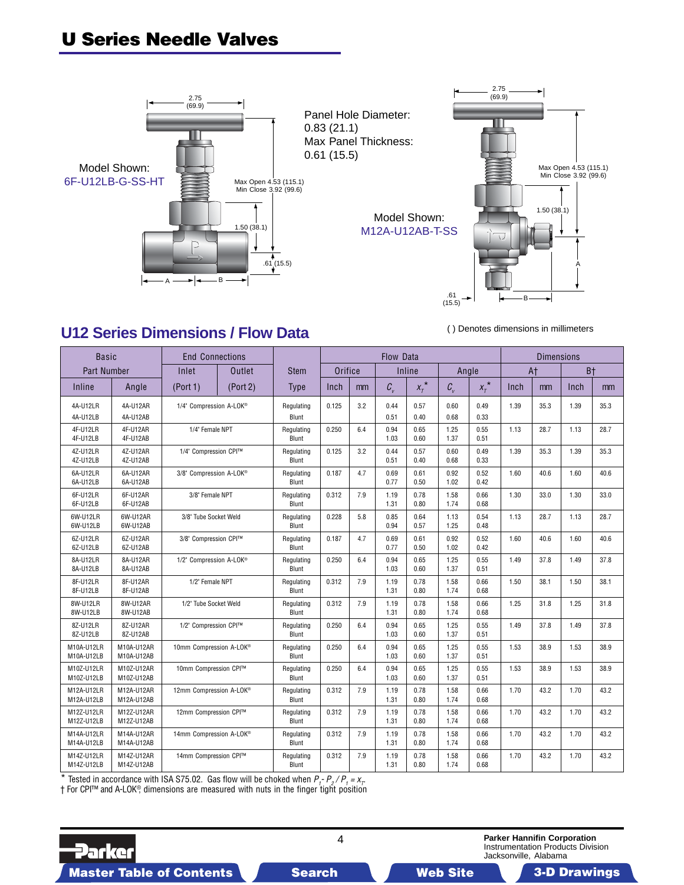# U Series Needle Valves

Model Shown: 6F-U12LB-G-SS-HT

2.75 (69.9)

Max Open 4.53 (115.1)
Min Close 3.92 (99.6)

1.50 (38.1)

.61 (15.5)

A B

Panel Hole Diameter:
0.83 (21.1)
Max Panel Thickness:
0.61 (15.5)

Model Shown: M12A-U12AB-T-SS

## U12 Series Dimensions / Flow Data

( ) Denotes dimensions in millimeters

| Basic Part Number | | End Connections | | Stem | Flow Data | | | | | | Dimensions | | | |
|---|---|---|---|---|---|---|---|---|---|---|---|---|---|---|
| | | Inlet | Outlet | | Orifice | | Inline | | Angle | | A† | | B† | |
| Inline | Angle | (Port 1) | (Port 2) | Type | Inch | mm | $C_v$ | $x_T$* | $C_v$ | $x_T$* | Inch | mm | Inch | mm |
| 4A-U12LR<br>4A-U12LB | 4A-U12AR<br>4A-U12AB | 1/4" Compression A-LOK® | | Regulating<br>Blunt | 0.125 | 3.2 | 0.44<br>0.51 | 0.57<br>0.40 | 0.60<br>0.68 | 0.49<br>0.33 | 1.39 | 35.3 | 1.39 | 35.3 |
| 4F-U12LR<br>4F-U12LB | 4F-U12AR<br>4F-U12AB | 1/4" Female NPT | | Regulating<br>Blunt | 0.250 | 6.4 | 0.94<br>1.03 | 0.65<br>0.60 | 1.25<br>1.37 | 0.55<br>0.51 | 1.13 | 28.7 | 1.13 | 28.7 |
| 4Z-U12LR<br>4Z-U12LB | 4Z-U12AR<br>4Z-U12AB | 1/4" Compression CPI™ | | Regulating<br>Blunt | 0.125 | 3.2 | 0.44<br>0.51 | 0.57<br>0.40 | 0.60<br>0.68 | 0.49<br>0.33 | 1.39 | 35.3 | 1.39 | 35.3 |
| 6A-U12LR<br>6A-U12LB | 6A-U12AR<br>6A-U12AB | 3/8" Compression A-LOK® | | Regulating<br>Blunt | 0.187 | 4.7 | 0.69<br>0.77 | 0.61<br>0.50 | 0.92<br>1.02 | 0.52<br>0.42 | 1.60 | 40.6 | 1.60 | 40.6 |
| 6F-U12LR<br>6F-U12LB | 6F-U12AR<br>6F-U12AB | 3/8" Female NPT | | Regulating<br>Blunt | 0.312 | 7.9 | 1.19<br>1.31 | 0.78<br>0.80 | 1.58<br>1.74 | 0.66<br>0.68 | 1.30 | 33.0 | 1.30 | 33.0 |
| 6W-U12LR<br>6W-U12LB | 6W-U12AR<br>6W-U12AB | 3/8" Tube Socket Weld | | Regulating<br>Blunt | 0.228 | 5.8 | 0.85<br>0.94 | 0.64<br>0.57 | 1.13<br>1.25 | 0.54<br>0.48 | 1.13 | 28.7 | 1.13 | 28.7 |
| 6Z-U12LR<br>6Z-U12LB | 6Z-U12AR<br>6Z-U12AB | 3/8" Compression CPI™ | | Regulating<br>Blunt | 0.187 | 4.7 | 0.69<br>0.77 | 0.61<br>0.50 | 0.92<br>1.02 | 0.52<br>0.42 | 1.60 | 40.6 | 1.60 | 40.6 |
| 8A-U12LR<br>8A-U12LB | 8A-U12AR<br>8A-U12AB | 1/2" Compression A-LOK® | | Regulating<br>Blunt | 0.250 | 6.4 | 0.94<br>1.03 | 0.65<br>0.60 | 1.25<br>1.37 | 0.55<br>0.51 | 1.49 | 37.8 | 1.49 | 37.8 |
| 8F-U12LR<br>8F-U12LB | 8F-U12AR<br>8F-U12AB | 1/2" Female NPT | | Regulating<br>Blunt | 0.312 | 7.9 | 1.19<br>1.31 | 0.78<br>0.80 | 1.58<br>1.74 | 0.66<br>0.68 | 1.50 | 38.1 | 1.50 | 38.1 |
| 8W-U12LR<br>8W-U12LB | 8W-U12AR<br>8W-U12AB | 1/2" Tube Socket Weld | | Regulating<br>Blunt | 0.312 | 7.9 | 1.19<br>1.31 | 0.78<br>0.80 | 1.58<br>1.74 | 0.66<br>0.68 | 1.25 | 31.8 | 1.25 | 31.8 |
| 8Z-U12LR<br>8Z-U12LB | 8Z-U12AR<br>8Z-U12AB | 1/2" Compression CPI™ | | Regulating<br>Blunt | 0.250 | 6.4 | 0.94<br>1.03 | 0.65<br>0.60 | 1.25<br>1.37 | 0.55<br>0.51 | 1.49 | 37.8 | 1.49 | 37.8 |
| M10A-U12LR<br>M10A-U12LB | M10A-U12AR<br>M10A-U12AB | 10mm Compression A-LOK® | | Regulating<br>Blunt | 0.250 | 6.4 | 0.94<br>1.03 | 0.65<br>0.60 | 1.25<br>1.37 | 0.55<br>0.51 | 1.53 | 38.9 | 1.53 | 38.9 |
| M10Z-U12LR<br>M10Z-U12LB | M10Z-U12AR<br>M10Z-U12AB | 10mm Compression CPI™ | | Regulating<br>Blunt | 0.250 | 6.4 | 0.94<br>1.03 | 0.65<br>0.60 | 1.25<br>1.37 | 0.55<br>0.51 | 1.53 | 38.9 | 1.53 | 38.9 |
| M12A-U12LR<br>M12A-U12LB | M12A-U12AR<br>M12A-U12AB | 12mm Compression A-LOK® | | Regulating<br>Blunt | 0.312 | 7.9 | 1.19<br>1.31 | 0.78<br>0.80 | 1.58<br>1.74 | 0.66<br>0.68 | 1.70 | 43.2 | 1.70 | 43.2 |
| M12Z-U12LR<br>M12Z-U12LB | M12Z-U12AR<br>M12Z-U12AB | 12mm Compression CPI™ | | Regulating<br>Blunt | 0.312 | 7.9 | 1.19<br>1.31 | 0.78<br>0.80 | 1.58<br>1.74 | 0.66<br>0.68 | 1.70 | 43.2 | 1.70 | 43.2 |
| M14A-U12LR<br>M14A-U12LB | M14A-U12AR<br>M14A-U12AB | 14mm Compression A-LOK® | | Regulating<br>Blunt | 0.312 | 7.9 | 1.19<br>1.31 | 0.78<br>0.80 | 1.58<br>1.74 | 0.66<br>0.68 | 1.70 | 43.2 | 1.70 | 43.2 |
| M14Z-U12LR<br>M14Z-U12LB | M14Z-U12AR<br>M14Z-U12AB | 14mm Compression CPI™ | | Regulating<br>Blunt | 0.312 | 7.9 | 1.19<br>1.31 | 0.78<br>0.80 | 1.58<br>1.74 | 0.66<br>0.68 | 1.70 | 43.2 | 1.70 | 43.2 |

\* Tested in accordance with ISA S75.02. Gas flow will be choked when $P_1 - P_2 / P_1 = x_T$.

† For CPI™ and A-LOK®, dimensions are measured with nuts in the finger tight position

Parker Hannifin Corporation
Instrumentation Products Division
Jacksonville, Alabama

Master Table of Contents | Search | Web Site | 3-D Drawings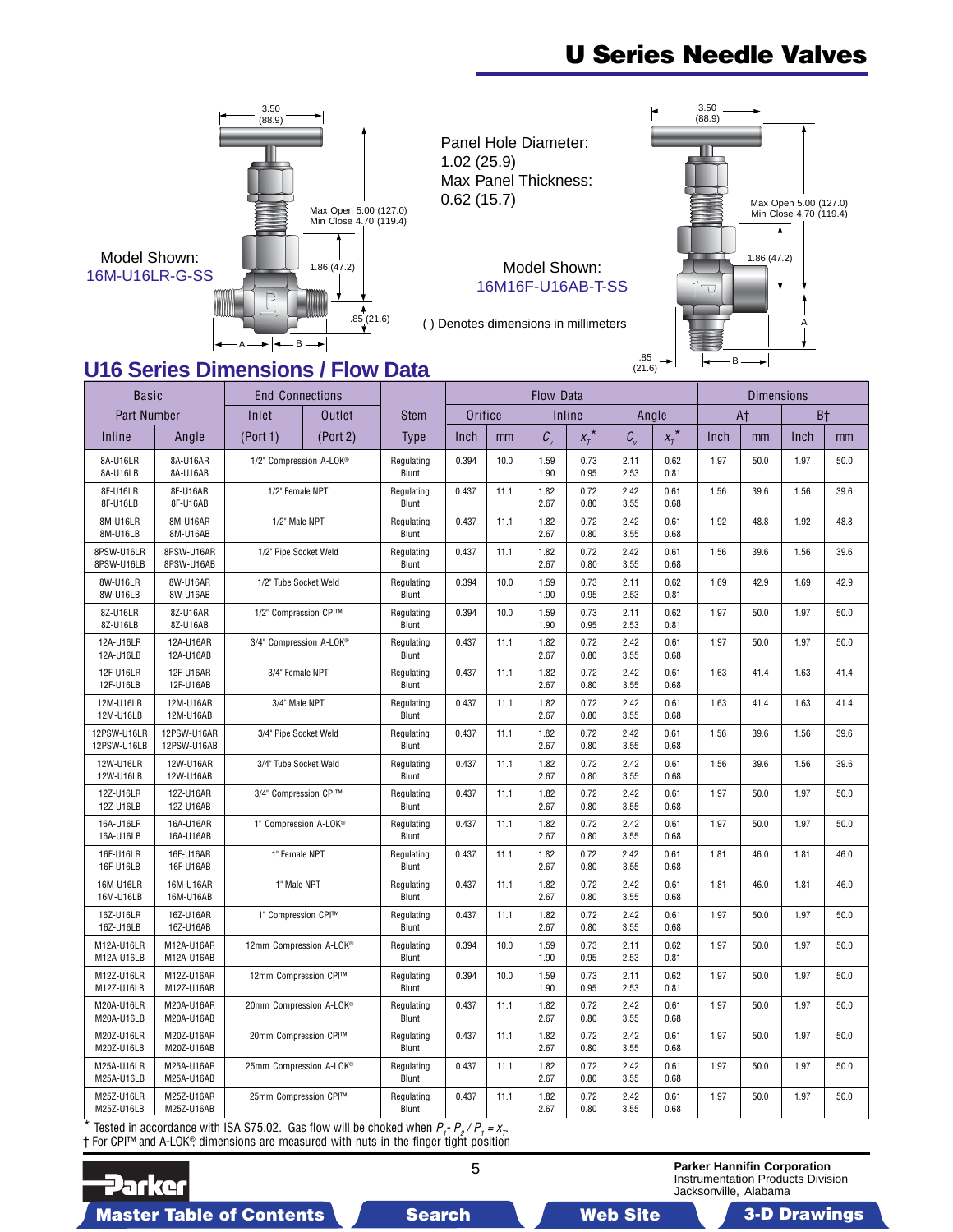# U Series Needle Valves

Model Shown:
16M-U16LR-G-SS

3.50 (88.9)

Max Open 5.00 (127.0)
Min Close 4.70 (119.4)

1.86 (47.2)

.85 (21.6)

A B

Panel Hole Diameter:
1.02 (25.9)
Max Panel Thickness:
0.62 (15.7)

Model Shown:
16M16F-U16AB-T-SS

( ) Denotes dimensions in millimeters

3.50 (88.9)

Max Open 5.00 (127.0)
Min Close 4.70 (119.4)

1.86 (47.2)

A

.85 (21.6)

B

## U16 Series Dimensions / Flow Data

| Basic Part Number | | End Connections | | Stem | Flow Data | | | | | | Dimensions | | | |
|---|---|---|---|---|---|---|---|---|---|---|---|---|---|---|
| | | Inlet | Outlet | | Orifice | | Inline | | Angle | | A† | | B† | |
| Inline | Angle | (Port 1) | (Port 2) | Type | Inch | mm | $C_v$ | $x_T$* | $C_v$ | $x_T$* | Inch | mm | Inch | mm |
| 8A-U16LR<br>8A-U16LB | 8A-U16AR<br>8A-U16AB | 1/2" Compression A-LOK® | | Regulating<br>Blunt | 0.394 | 10.0 | 1.59<br>1.90 | 0.73<br>0.95 | 2.11<br>2.53 | 0.62<br>0.81 | 1.97 | 50.0 | 1.97 | 50.0 |
| 8F-U16LR<br>8F-U16LB | 8F-U16AR<br>8F-U16AB | 1/2" Female NPT | | Regulating<br>Blunt | 0.437 | 11.1 | 1.82<br>2.67 | 0.72<br>0.80 | 2.42<br>3.55 | 0.61<br>0.68 | 1.56 | 39.6 | 1.56 | 39.6 |
| 8M-U16LR<br>8M-U16LB | 8M-U16AR<br>8M-U16AB | 1/2" Male NPT | | Regulating<br>Blunt | 0.437 | 11.1 | 1.82<br>2.67 | 0.72<br>0.80 | 2.42<br>3.55 | 0.61<br>0.68 | 1.92 | 48.8 | 1.92 | 48.8 |
| 8PSW-U16LR<br>8PSW-U16LB | 8PSW-U16AR<br>8PSW-U16AB | 1/2" Pipe Socket Weld | | Regulating<br>Blunt | 0.437 | 11.1 | 1.82<br>2.67 | 0.72<br>0.80 | 2.42<br>3.55 | 0.61<br>0.68 | 1.56 | 39.6 | 1.56 | 39.6 |
| 8W-U16LR<br>8W-U16LB | 8W-U16AR<br>8W-U16AB | 1/2" Tube Socket Weld | | Regulating<br>Blunt | 0.394 | 10.0 | 1.59<br>1.90 | 0.73<br>0.95 | 2.11<br>2.53 | 0.62<br>0.81 | 1.69 | 42.9 | 1.69 | 42.9 |
| 8Z-U16LR<br>8Z-U16LB | 8Z-U16AR<br>8Z-U16AB | 1/2" Compression CPI™ | | Regulating<br>Blunt | 0.394 | 10.0 | 1.59<br>1.90 | 0.73<br>0.95 | 2.11<br>2.53 | 0.62<br>0.81 | 1.97 | 50.0 | 1.97 | 50.0 |
| 12A-U16LR<br>12A-U16LB | 12A-U16AR<br>12A-U16AB | 3/4" Compression A-LOK® | | Regulating<br>Blunt | 0.437 | 11.1 | 1.82<br>2.67 | 0.72<br>0.80 | 2.42<br>3.55 | 0.61<br>0.68 | 1.97 | 50.0 | 1.97 | 50.0 |
| 12F-U16LR<br>12F-U16LB | 12F-U16AR<br>12F-U16AB | 3/4" Female NPT | | Regulating<br>Blunt | 0.437 | 11.1 | 1.82<br>2.67 | 0.72<br>0.80 | 2.42<br>3.55 | 0.61<br>0.68 | 1.63 | 41.4 | 1.63 | 41.4 |
| 12M-U16LR<br>12M-U16LB | 12M-U16AR<br>12M-U16AB | 3/4" Male NPT | | Regulating<br>Blunt | 0.437 | 11.1 | 1.82<br>2.67 | 0.72<br>0.80 | 2.42<br>3.55 | 0.61<br>0.68 | 1.63 | 41.4 | 1.63 | 41.4 |
| 12PSW-U16LR<br>12PSW-U16LB | 12PSW-U16AR<br>12PSW-U16AB | 3/4" Pipe Socket Weld | | Regulating<br>Blunt | 0.437 | 11.1 | 1.82<br>2.67 | 0.72<br>0.80 | 2.42<br>3.55 | 0.61<br>0.68 | 1.56 | 39.6 | 1.56 | 39.6 |
| 12W-U16LR<br>12W-U16LB | 12W-U16AR<br>12W-U16AB | 3/4" Tube Socket Weld | | Regulating<br>Blunt | 0.437 | 11.1 | 1.82<br>2.67 | 0.72<br>0.80 | 2.42<br>3.55 | 0.61<br>0.68 | 1.56 | 39.6 | 1.56 | 39.6 |
| 12Z-U16LR<br>12Z-U16LB | 12Z-U16AR<br>12Z-U16AB | 3/4" Compression CPI™ | | Regulating<br>Blunt | 0.437 | 11.1 | 1.82<br>2.67 | 0.72<br>0.80 | 2.42<br>3.55 | 0.61<br>0.68 | 1.97 | 50.0 | 1.97 | 50.0 |
| 16A-U16LR<br>16A-U16LB | 16A-U16AR<br>16A-U16AB | 1" Compression A-LOK® | | Regulating<br>Blunt | 0.437 | 11.1 | 1.82<br>2.67 | 0.72<br>0.80 | 2.42<br>3.55 | 0.61<br>0.68 | 1.97 | 50.0 | 1.97 | 50.0 |
| 16F-U16LR<br>16F-U16LB | 16F-U16AR<br>16F-U16AB | 1" Female NPT | | Regulating<br>Blunt | 0.437 | 11.1 | 1.82<br>2.67 | 0.72<br>0.80 | 2.42<br>3.55 | 0.61<br>0.68 | 1.81 | 46.0 | 1.81 | 46.0 |
| 16M-U16LR<br>16M-U16LB | 16M-U16AR<br>16M-U16AB | 1" Male NPT | | Regulating<br>Blunt | 0.437 | 11.1 | 1.82<br>2.67 | 0.72<br>0.80 | 2.42<br>3.55 | 0.61<br>0.68 | 1.81 | 46.0 | 1.81 | 46.0 |
| 16Z-U16LR<br>16Z-U16LB | 16Z-U16AR<br>16Z-U16AB | 1" Compression CPI™ | | Regulating<br>Blunt | 0.437 | 11.1 | 1.82<br>2.67 | 0.72<br>0.80 | 2.42<br>3.55 | 0.61<br>0.68 | 1.97 | 50.0 | 1.97 | 50.0 |
| M12A-U16LR<br>M12A-U16LB | M12A-U16AR<br>M12A-U16AB | 12mm Compression A-LOK® | | Regulating<br>Blunt | 0.394 | 10.0 | 1.59<br>1.90 | 0.73<br>0.95 | 2.11<br>2.53 | 0.62<br>0.81 | 1.97 | 50.0 | 1.97 | 50.0 |
| M12Z-U16LR<br>M12Z-U16LB | M12Z-U16AR<br>M12Z-U16AB | 12mm Compression CPI™ | | Regulating<br>Blunt | 0.394 | 10.0 | 1.59<br>1.90 | 0.73<br>0.95 | 2.11<br>2.53 | 0.62<br>0.81 | 1.97 | 50.0 | 1.97 | 50.0 |
| M20A-U16LR<br>M20A-U16LB | M20A-U16AR<br>M20A-U16AB | 20mm Compression A-LOK® | | Regulating<br>Blunt | 0.437 | 11.1 | 1.82<br>2.67 | 0.72<br>0.80 | 2.42<br>3.55 | 0.61<br>0.68 | 1.97 | 50.0 | 1.97 | 50.0 |
| M20Z-U16LR<br>M20Z-U16LB | M20Z-U16AR<br>M20Z-U16AB | 20mm Compression CPI™ | | Regulating<br>Blunt | 0.437 | 11.1 | 1.82<br>2.67 | 0.72<br>0.80 | 2.42<br>3.55 | 0.61<br>0.68 | 1.97 | 50.0 | 1.97 | 50.0 |
| M25A-U16LR<br>M25A-U16LB | M25A-U16AR<br>M25A-U16AB | 25mm Compression A-LOK® | | Regulating<br>Blunt | 0.437 | 11.1 | 1.82<br>2.67 | 0.72<br>0.80 | 2.42<br>3.55 | 0.61<br>0.68 | 1.97 | 50.0 | 1.97 | 50.0 |
| M25Z-U16LR<br>M25Z-U16LB | M25Z-U16AR<br>M25Z-U16AB | 25mm Compression CPI™ | | Regulating<br>Blunt | 0.437 | 11.1 | 1.82<br>2.67 | 0.72<br>0.80 | 2.42<br>3.55 | 0.61<br>0.68 | 1.97 | 50.0 | 1.97 | 50.0 |

* Tested in accordance with ISA S75.02. Gas flow will be choked when $P_1 - P_2 / P_1 = x_T$.
† For CPI™ and A-LOK®, dimensions are measured with nuts in the finger tight position

**Parker Hannifin Corporation**
Instrumentation Products Division
Jacksonville, Alabama

**Master Table of Contents** | **Search** | **Web Site** | **3-D Drawings**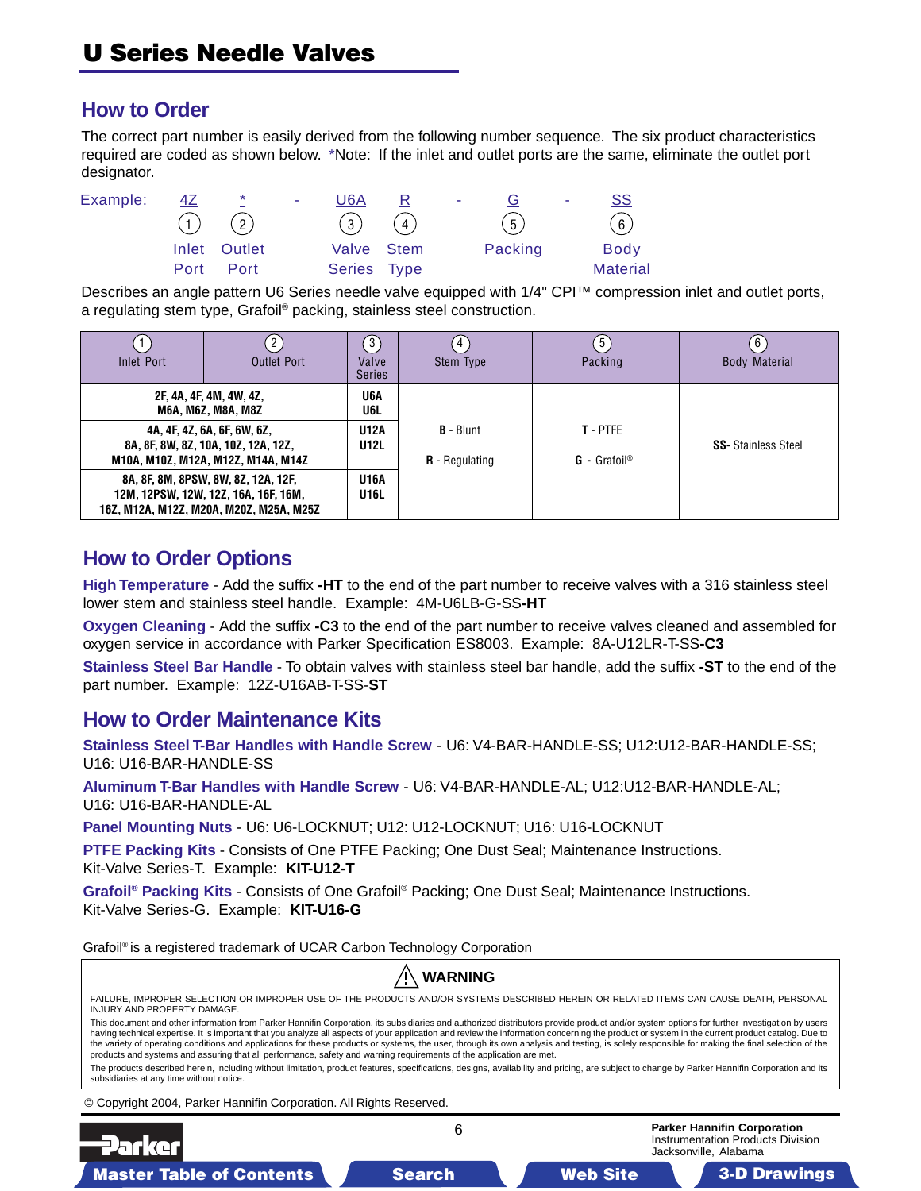# U Series Needle Valves

## How to Order

The correct part number is easily derived from the following number sequence. The six product characteristics required are coded as shown below. *Note: If the inlet and outlet ports are the same, eliminate the outlet port designator.

| Example: | 4Z | * | - | U6A | R | - | G | - | SS |
|---|---|---|---|---|---|---|---|---|---|
| | ① | ② | | ③ | ④ | | ⑤ | | ⑥ |
| | Inlet Port | Outlet Port | | Valve Series | Stem Type | | Packing | | Body Material |

Describes an angle pattern U6 Series needle valve equipped with 1/4" CPI™ compression inlet and outlet ports, a regulating stem type, Grafoil® packing, stainless steel construction.

| ① Inlet Port | ② Outlet Port | ③ Valve Series | ④ Stem Type | ⑤ Packing | ⑥ Body Material |
|---|---|---|---|---|---|
| 2F, 4A, 4F, 4M, 4W, 4Z, M6A, M6Z, M8A, M8Z | | U6A U6L | B - Blunt<br>R - Regulating | T - PTFE<br>G - Grafoil® | SS- Stainless Steel |
| 4A, 4F, 4Z, 6A, 6F, 6W, 6Z, 8A, 8F, 8W, 8Z, 10A, 10Z, 12A, 12Z, M10A, M10Z, M12A, M12Z, M14A, M14Z | | U12A U12L | | | |
| 8A, 8F, 8M, 8PSW, 8W, 8Z, 12A, 12F, 12M, 12PSW, 12W, 12Z, 16A, 16F, 16M, 16Z, M12A, M12Z, M20A, M20Z, M25A, M25Z | | U16A U16L | | | |

## How to Order Options

**High Temperature** - Add the suffix **-HT** to the end of the part number to receive valves with a 316 stainless steel lower stem and stainless steel handle. Example: 4M-U6LB-G-SS-**HT**

**Oxygen Cleaning** - Add the suffix **-C3** to the end of the part number to receive valves cleaned and assembled for oxygen service in accordance with Parker Specification ES8003. Example: 8A-U12LR-T-SS-**C3**

**Stainless Steel Bar Handle** - To obtain valves with stainless steel bar handle, add the suffix **-ST** to the end of the part number. Example: 12Z-U16AB-T-SS-**ST**

## How to Order Maintenance Kits

**Stainless Steel T-Bar Handles with Handle Screw** - U6: V4-BAR-HANDLE-SS; U12:U12-BAR-HANDLE-SS; U16: U16-BAR-HANDLE-SS

**Aluminum T-Bar Handles with Handle Screw** - U6: V4-BAR-HANDLE-AL; U12:U12-BAR-HANDLE-AL; U16: U16-BAR-HANDLE-AL

**Panel Mounting Nuts** - U6: U6-LOCKNUT; U12: U12-LOCKNUT; U16: U16-LOCKNUT

**PTFE Packing Kits** - Consists of One PTFE Packing; One Dust Seal; Maintenance Instructions. Kit-Valve Series-T. Example: **KIT-U12-T**

**Grafoil® Packing Kits** - Consists of One Grafoil® Packing; One Dust Seal; Maintenance Instructions. Kit-Valve Series-G. Example: **KIT-U16-G**

Grafoil® is a registered trademark of UCAR Carbon Technology Corporation

**⚠ WARNING**

FAILURE, IMPROPER SELECTION OR IMPROPER USE OF THE PRODUCTS AND/OR SYSTEMS DESCRIBED HEREIN OR RELATED ITEMS CAN CAUSE DEATH, PERSONAL INJURY AND PROPERTY DAMAGE.

This document and other information from Parker Hannifin Corporation, its subsidiaries and authorized distributors provide product and/or system options for further investigation by users having technical expertise. It is important that you analyze all aspects of your application and review the information concerning the product or system in the current product catalog. Due to the variety of operating conditions and applications for these products or systems, the user, through its own analysis and testing, is solely responsible for making the final selection of the products and systems and assuring that all performance, safety and warning requirements of the application are met.

The products described herein, including without limitation, product features, specifications, designs, availability and pricing, are subject to change by Parker Hannifin Corporation and its subsidiaries at any time without notice.

© Copyright 2004, Parker Hannifin Corporation. All Rights Reserved.

Parker Hannifin Corporation
Instrumentation Products Division
Jacksonville, Alabama

Master Table of Contents | Search | Web Site | 3-D Drawings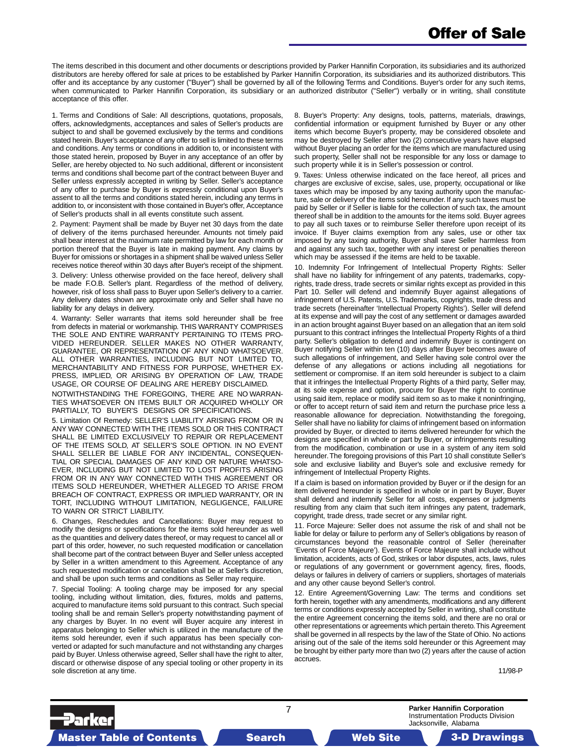# Offer of Sale

The items described in this document and other documents or descriptions provided by Parker Hannifin Corporation, its subsidiaries and its authorized distributors are hereby offered for sale at prices to be established by Parker Hannifin Corporation, its subsidiaries and its authorized distributors. This offer and its acceptance by any customer ("Buyer") shall be governed by all of the following Terms and Conditions. Buyer's order for any such items, when communicated to Parker Hannifin Corporation, its subsidiary or an authorized distributor ("Seller") verbally or in writing, shall constitute acceptance of this offer.

1. Terms and Conditions of Sale: All descriptions, quotations, proposals, offers, acknowledgments, acceptances and sales of Seller's products are subject to and shall be governed exclusively by the terms and conditions stated herein. Buyer's acceptance of any offer to sell is limited to these terms and conditions. Any terms or conditions in addition to, or inconsistent with those stated herein, proposed by Buyer in any acceptance of an offer by Seller, are hereby objected to. No such additional, different or inconsistent terms and conditions shall become part of the contract between Buyer and Seller unless expressly accepted in writing by Seller. Seller's acceptance of any offer to purchase by Buyer is expressly conditional upon Buyer's assent to all the terms and conditions stated herein, including any terms in addition to, or inconsistent with those contained in Buyer's offer, Acceptance of Seller's products shall in all events constitute such assent.

2. Payment: Payment shall be made by Buyer net 30 days from the date of delivery of the items purchased hereunder. Amounts not timely paid shall bear interest at the maximum rate permitted by law for each month or portion thereof that the Buyer is late in making payment. Any claims by Buyer for omissions or shortages in a shipment shall be waived unless Seller receives notice thereof within 30 days after Buyer's receipt of the shipment.

3. Delivery: Unless otherwise provided on the face hereof, delivery shall be made F.O.B. Seller's plant. Regardless of the method of delivery, however, risk of loss shall pass to Buyer upon Seller's delivery to a carrier. Any delivery dates shown are approximate only and Seller shall have no liability for any delays in delivery.

4. Warranty: Seller warrants that items sold hereunder shall be free from defects in material or workmanship. THIS WARRANTY COMPRISES THE SOLE AND ENTIRE WARRANTY PERTAINING TO ITEMS PROVIDED HEREUNDER. SELLER MAKES NO OTHER WARRANTY, GUARANTEE, OR REPRESENTATION OF ANY KIND WHATSOEVER. ALL OTHER WARRANTIES, INCLUDING BUT NOT LIMITED TO, MERCHANTABILITY AND FITNESS FOR PURPOSE, WHETHER EXPRESS, IMPLIED, OR ARISING BY OPERATION OF LAW, TRADE USAGE, OR COURSE OF DEALING ARE HEREBY DISCLAIMED.

NOTWITHSTANDING THE FOREGOING, THERE ARE NO WARRANTIES WHATSOEVER ON ITEMS BUILT OR ACQUIRED WHOLLY OR PARTIALLY, TO BUYER'S DESIGNS OR SPECIFICATIONS.

5. Limitation Of Remedy: SELLER'S LIABILITY ARISING FROM OR IN ANY WAY CONNECTED WITH THE ITEMS SOLD OR THIS CONTRACT SHALL BE LIMITED EXCLUSIVELY TO REPAIR OR REPLACEMENT OF THE ITEMS SOLD, AT SELLER'S SOLE OPTION. IN NO EVENT SHALL SELLER BE LIABLE FOR ANY INCIDENTAL, CONSEQUENTIAL OR SPECIAL DAMAGES OF ANY KIND OR NATURE WHATSOEVER, INCLUDING BUT NOT LIMITED TO LOST PROFITS ARISING FROM OR IN ANY WAY CONNECTED WITH THIS AGREEMENT OR ITEMS SOLD HEREUNDER, WHETHER ALLEGED TO ARISE FROM BREACH OF CONTRACT, EXPRESS OR IMPLIED WARRANTY, OR IN TORT, INCLUDING WITHOUT LIMITATION, NEGLIGENCE, FAILURE TO WARN OR STRICT LIABILITY.

6. Changes, Reschedules and Cancellations: Buyer may request to modify the designs or specifications for the items sold hereunder as well as the quantities and delivery dates thereof, or may request to cancel all or part of this order, however, no such requested modification or cancellation shall become part of the contract between Buyer and Seller unless accepted by Seller in a written amendment to this Agreement. Acceptance of any such requested modification or cancellation shall be at Seller's discretion, and shall be upon such terms and conditions as Seller may require.

7. Special Tooling: A tooling charge may be imposed for any special tooling, including without limitation, dies, fixtures, molds and patterns, acquired to manufacture items sold pursuant to this contract. Such special tooling shall be and remain Seller's property notwithstanding payment of any charges by Buyer. In no event will Buyer acquire any interest in apparatus belonging to Seller which is utilized in the manufacture of the items sold hereunder, even if such apparatus has been specially converted or adapted for such manufacture and not withstanding any charges paid by Buyer. Unless otherwise agreed, Seller shall have the right to alter, discard or otherwise dispose of any special tooling or other property in its sole discretion at any time.

8. Buyer's Property: Any designs, tools, patterns, materials, drawings, confidential information or equipment furnished by Buyer or any other items which become Buyer's property, may be considered obsolete and may be destroyed by Seller after two (2) consecutive years have elapsed without Buyer placing an order for the items which are manufactured using such property, Seller shall not be responsible for any loss or damage to such property while it is in Seller's possession or control.

9. Taxes: Unless otherwise indicated on the face hereof, all prices and charges are exclusive of excise, sales, use, property, occupational or like taxes which may be imposed by any taxing authority upon the manufacture, sale or delivery of the items sold hereunder. If any such taxes must be paid by Seller or if Seller is liable for the collection of such tax, the amount thereof shall be in addition to the amounts for the items sold. Buyer agrees to pay all such taxes or to reimburse Seller therefore upon receipt of its invoice. If Buyer claims exemption from any sales, use or other tax imposed by any taxing authority, Buyer shall save Seller harmless from and against any such tax, together with any interest or penalties thereon which may be assessed if the items are held to be taxable.

10. Indemnity For Infringement of Intellectual Property Rights: Seller shall have no liability for infringement of any patents, trademarks, copyrights, trade dress, trade secrets or similar rights except as provided in this Part 10. Seller will defend and indemnify Buyer against allegations of infringement of U.S. Patents, U.S. Trademarks, copyrights, trade dress and trade secrets (hereinafter 'Intellectual Property Rights'). Seller will defend at its expense and will pay the cost of any settlement or damages awarded in an action brought against Buyer based on an allegation that an item sold pursuant to this contract infringes the Intellectual Property Rights of a third party. Seller's obligation to defend and indemnify Buyer is contingent on Buyer notifying Seller within ten (10) days after Buyer becomes aware of such allegations of infringement, and Seller having sole control over the defense of any allegations or actions including all negotiations for settlement or compromise. If an item sold hereunder is subject to a claim that it infringes the Intellectual Property Rights of a third party, Seller may, at its sole expense and option, procure for Buyer the right to continue using said item, replace or modify said item so as to make it noninfringing, or offer to accept return of said item and return the purchase price less a reasonable allowance for depreciation. Notwithstanding the foregoing, Seller shall have no liability for claims of infringement based on information provided by Buyer, or directed to items delivered hereunder for which the designs are specified in whole or part by Buyer, or infringements resulting from the modification, combination or use in a system of any item sold hereunder. The foregoing provisions of this Part 10 shall constitute Seller's sole and exclusive liability and Buyer's sole and exclusive remedy for infringement of Intellectual Property Rights.

If a claim is based on information provided by Buyer or if the design for an item delivered hereunder is specified in whole or in part by Buyer, Buyer shall defend and indemnify Seller for all costs, expenses or judgments resulting from any claim that such item infringes any patent, trademark, copyright, trade dress, trade secret or any similar right.

11. Force Majeure: Seller does not assume the risk of and shall not be liable for delay or failure to perform any of Seller's obligations by reason of circumstances beyond the reasonable control of Seller (hereinafter 'Events of Force Majeure'). Events of Force Majeure shall include without limitation, accidents, acts of God, strikes or labor disputes, acts, laws, rules or regulations of any government or government agency, fires, floods, delays or failures in delivery of carriers or suppliers, shortages of materials and any other cause beyond Seller's control.

12. Entire Agreement/Governing Law: The terms and conditions set forth herein, together with any amendments, modifications and any different terms or conditions expressly accepted by Seller in writing, shall constitute the entire Agreement concerning the items sold, and there are no oral or other representations or agreements which pertain thereto. This Agreement shall be governed in all respects by the law of the State of Ohio. No actions arising out of the sale of the items sold hereunder or this Agreement may be brought by either party more than two (2) years after the cause of action accrues.

11/98-P

**Parker Hannifin Corporation**
Instrumentation Products Division
Jacksonville, Alabama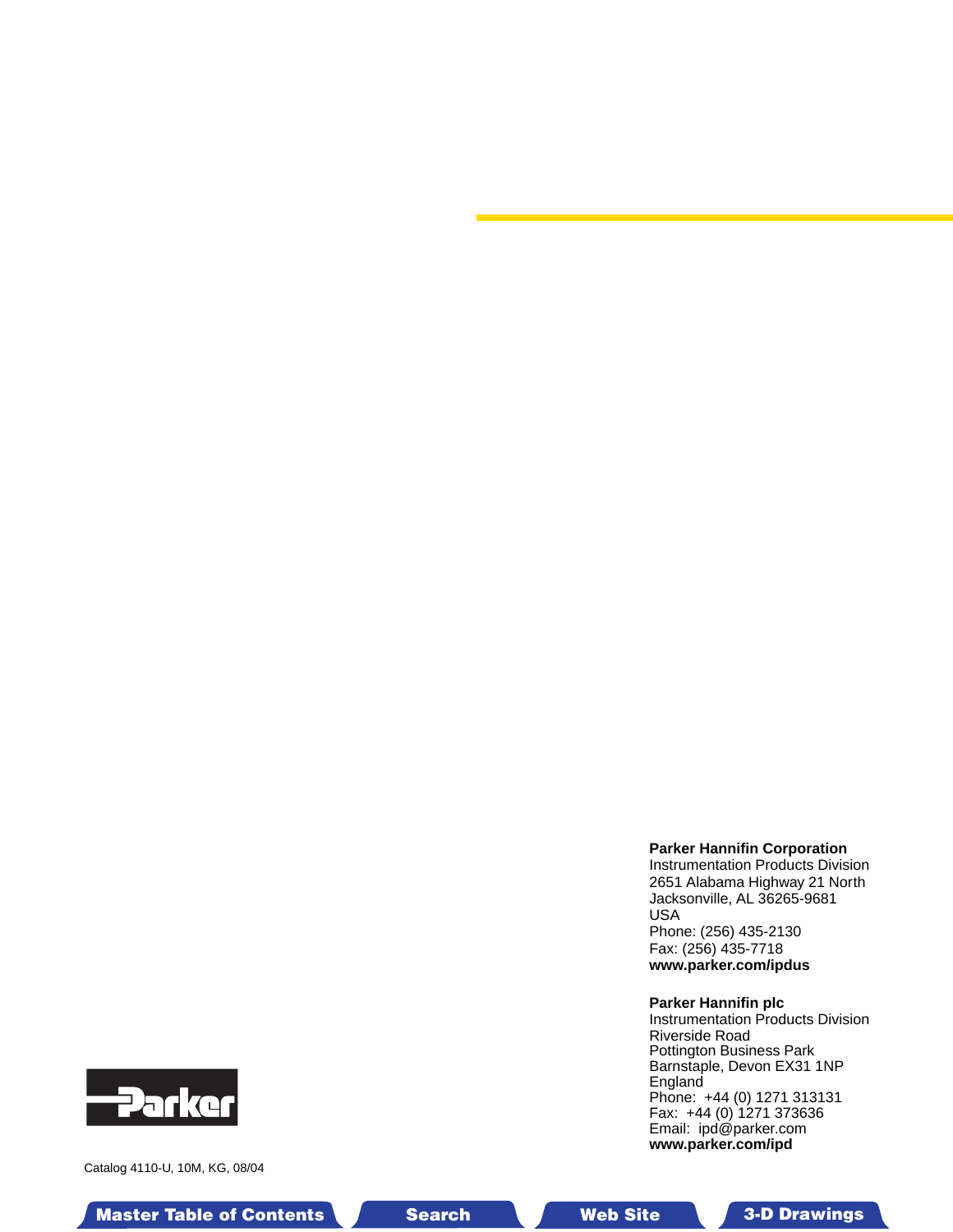**Parker Hannifin Corporation**
Instrumentation Products Division
2651 Alabama Highway 21 North
Jacksonville, AL 36265-9681
USA
Phone: (256) 435-2130
Fax: (256) 435-7718
**www.parker.com/ipdus**

**Parker Hannifin plc**
Instrumentation Products Division
Riverside Road
Pottington Business Park
Barnstaple, Devon EX31 1NP
England
Phone: +44 (0) 1271 313131
Fax: +44 (0) 1271 373636
Email: ipd@parker.com
**www.parker.com/ipd**

Parker

Catalog 4110-U, 10M, KG, 08/04

Master Table of Contents | Search | Web Site | 3-D Drawings